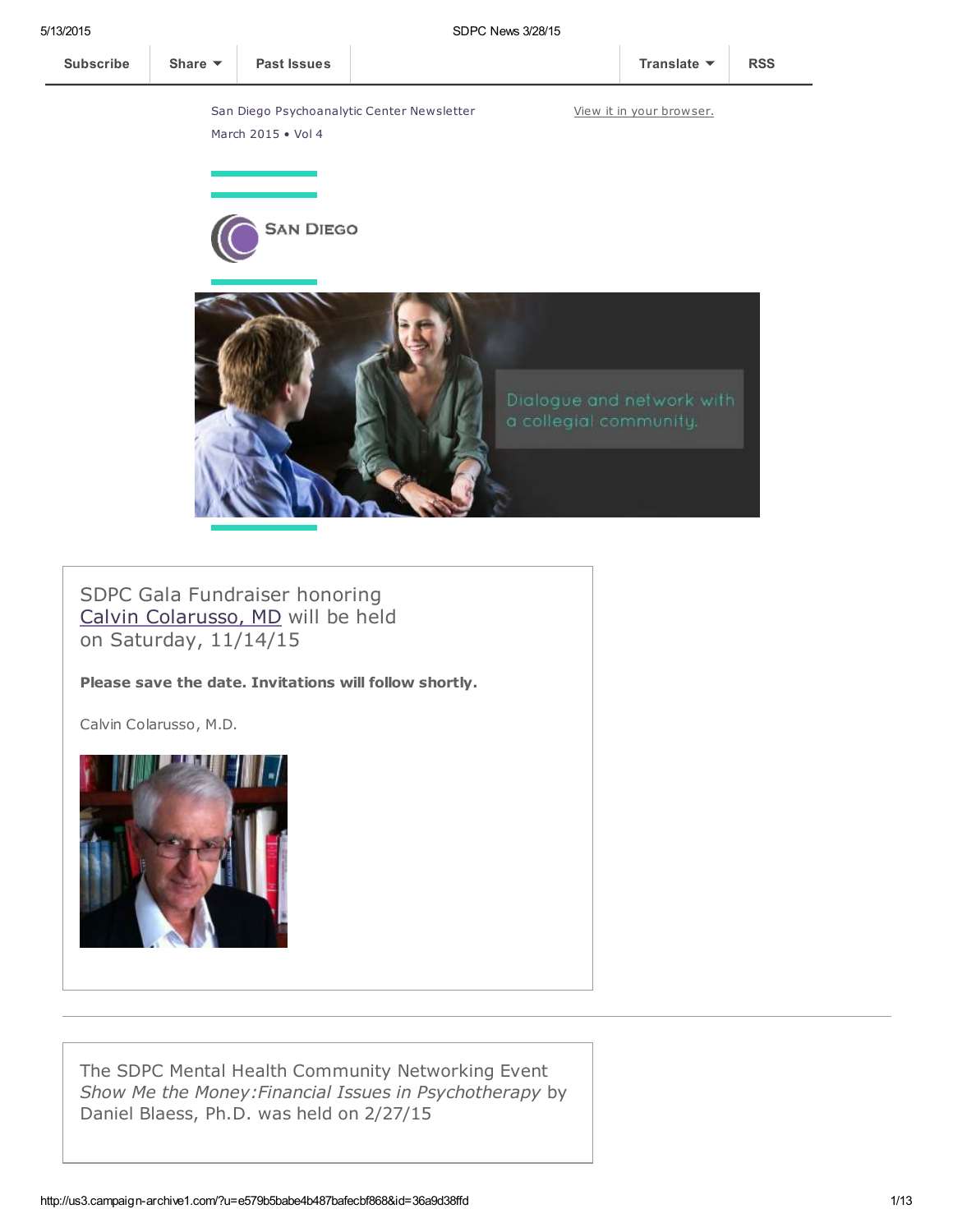Subscribe | Share | Past Issues | Translate | RSS

San Diego Psychoanalytic Center Newsletter
March 2015 • Vol 4

View it in your browser.

SAN DIEGO

Dialogue and network with a collegial community.

SDPC Gala Fundraiser honoring
Calvin Colarusso, MD will be held
on Saturday, 11/14/15

**Please save the date. Invitations will follow shortly.**

Calvin Colarusso, M.D.

---

The SDPC Mental Health Community Networking Event
*Show Me the Money:Financial Issues in Psychotherapy* by
Daniel Blaess, Ph.D. was held on 2/27/15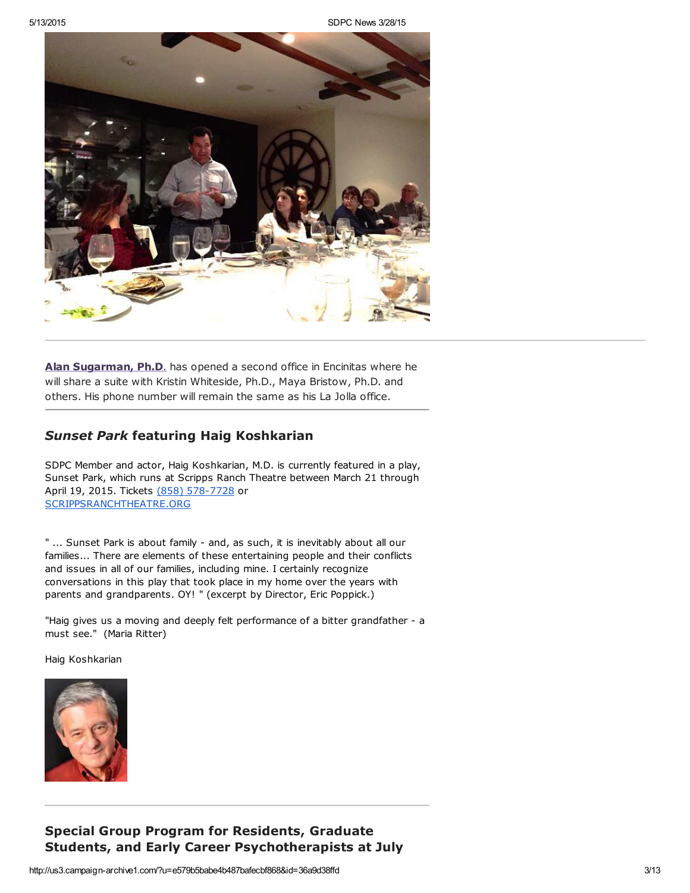**Alan Sugarman, Ph.D**. has opened a second office in Encinitas where he will share a suite with Kristin Whiteside, Ph.D., Maya Bristow, Ph.D. and others. His phone number will remain the same as his La Jolla office.

---

## *Sunset Park* featuring Haig Koshkarian

SDPC Member and actor, Haig Koshkarian, M.D. is currently featured in a play, Sunset Park, which runs at Scripps Ranch Theatre between March 21 through April 19, 2015. Tickets (858) 578-7728 or SCRIPPSRANCHTHEATRE.ORG

" ... Sunset Park is about family - and, as such, it is inevitably about all our families... There are elements of these entertaining people and their conflicts and issues in all of our families, including mine. I certainly recognize conversations in this play that took place in my home over the years with parents and grandparents. OY! " (excerpt by Director, Eric Poppick.)

"Haig gives us a moving and deeply felt performance of a bitter grandfather - a must see." (Maria Ritter)

Haig Koshkarian

---

## Special Group Program for Residents, Graduate Students, and Early Career Psychotherapists at July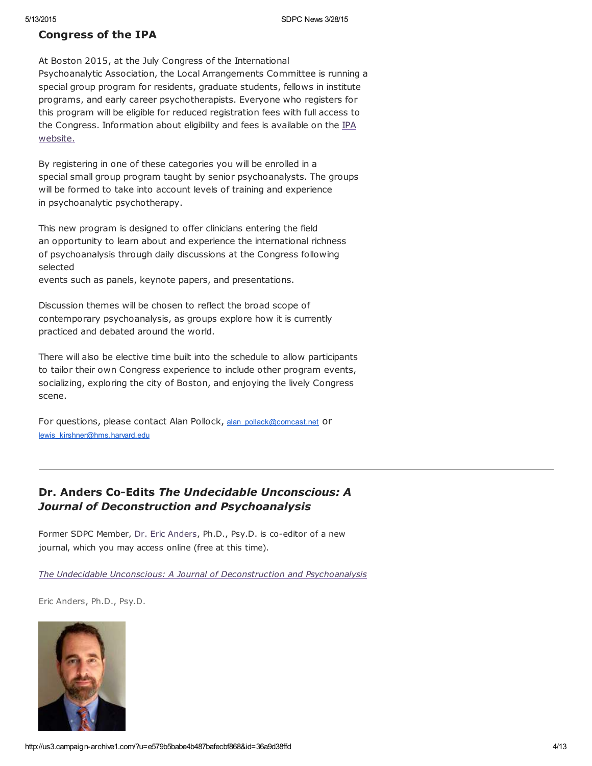## Congress of the IPA

At Boston 2015, at the July Congress of the International Psychoanalytic Association, the Local Arrangements Committee is running a special group program for residents, graduate students, fellows in institute programs, and early career psychotherapists. Everyone who registers for this program will be eligible for reduced registration fees with full access to the Congress. Information about eligibility and fees is available on the IPA website.

By registering in one of these categories you will be enrolled in a special small group program taught by senior psychoanalysts. The groups will be formed to take into account levels of training and experience in psychoanalytic psychotherapy.

This new program is designed to offer clinicians entering the field an opportunity to learn about and experience the international richness of psychoanalysis through daily discussions at the Congress following selected events such as panels, keynote papers, and presentations.

Discussion themes will be chosen to reflect the broad scope of contemporary psychoanalysis, as groups explore how it is currently practiced and debated around the world.

There will also be elective time built into the schedule to allow participants to tailor their own Congress experience to include other program events, socializing, exploring the city of Boston, and enjoying the lively Congress scene.

For questions, please contact Alan Pollack, alan_pollack@comcast.net or lewis_kirshner@hms.harvard.edu

---

## Dr. Anders Co-Edits *The Undecidable Unconscious: A Journal of Deconstruction and Psychoanalysis*

Former SDPC Member, Dr. Eric Anders, Ph.D., Psy.D. is co-editor of a new journal, which you may access online (free at this time).

*The Undecidable Unconscious: A Journal of Deconstruction and Psychoanalysis*

Eric Anders, Ph.D., Psy.D.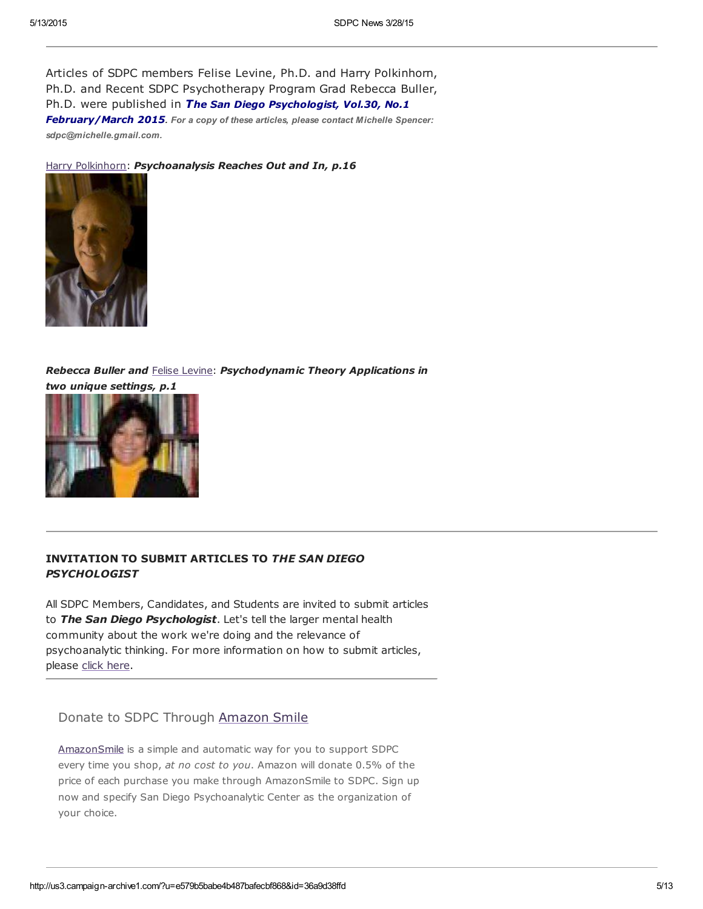Articles of SDPC members Felise Levine, Ph.D. and Harry Polkinhorn, Ph.D. and Recent SDPC Psychotherapy Program Grad Rebecca Buller, Ph.D. were published in ***The San Diego Psychologist, Vol.30, No.1 February/March 2015***. ***For a copy of these articles, please contact Michelle Spencer: sdpc@michelle.gmail.com.***

Harry Polkinhorn: ***Psychoanalysis Reaches Out and In, p.16***

***Rebecca Buller and*** Felise Levine: ***Psychodynamic Theory Applications in two unique settings, p.1***

---

**INVITATION TO SUBMIT ARTICLES TO *THE SAN DIEGO PSYCHOLOGIST***

All SDPC Members, Candidates, and Students are invited to submit articles to ***The San Diego Psychologist***. Let's tell the larger mental health community about the work we're doing and the relevance of psychoanalytic thinking. For more information on how to submit articles, please click here.

---

## Donate to SDPC Through Amazon Smile

AmazonSmile is a simple and automatic way for you to support SDPC every time you shop, *at no cost to you*. Amazon will donate 0.5% of the price of each purchase you make through AmazonSmile to SDPC. Sign up now and specify San Diego Psychoanalytic Center as the organization of your choice.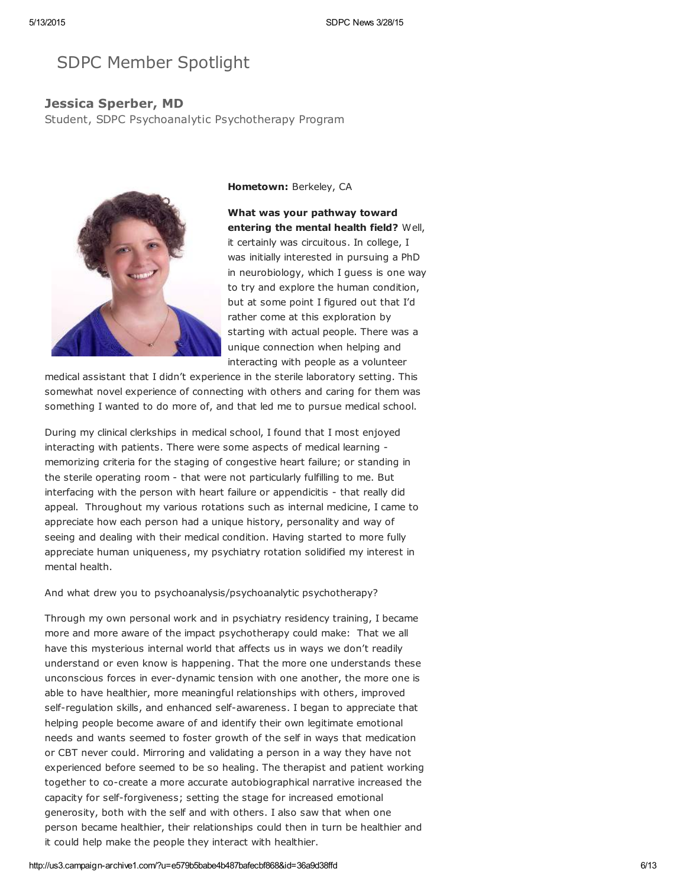# SDPC Member Spotlight

## Jessica Sperber, MD

Student, SDPC Psychoanalytic Psychotherapy Program

**Hometown:** Berkeley, CA

**What was your pathway toward entering the mental health field?** Well, it certainly was circuitous. In college, I was initially interested in pursuing a PhD in neurobiology, which I guess is one way to try and explore the human condition, but at some point I figured out that I'd rather come at this exploration by starting with actual people. There was a unique connection when helping and interacting with people as a volunteer medical assistant that I didn't experience in the sterile laboratory setting. This somewhat novel experience of connecting with others and caring for them was something I wanted to do more of, and that led me to pursue medical school.

During my clinical clerkships in medical school, I found that I most enjoyed interacting with patients. There were some aspects of medical learning - memorizing criteria for the staging of congestive heart failure; or standing in the sterile operating room - that were not particularly fulfilling to me. But interfacing with the person with heart failure or appendicitis - that really did appeal. Throughout my various rotations such as internal medicine, I came to appreciate how each person had a unique history, personality and way of seeing and dealing with their medical condition. Having started to more fully appreciate human uniqueness, my psychiatry rotation solidified my interest in mental health.

And what drew you to psychoanalysis/psychoanalytic psychotherapy?

Through my own personal work and in psychiatry residency training, I became more and more aware of the impact psychotherapy could make: That we all have this mysterious internal world that affects us in ways we don't readily understand or even know is happening. That the more one understands these unconscious forces in ever-dynamic tension with one another, the more one is able to have healthier, more meaningful relationships with others, improved self-regulation skills, and enhanced self-awareness. I began to appreciate that helping people become aware of and identify their own legitimate emotional needs and wants seemed to foster growth of the self in ways that medication or CBT never could. Mirroring and validating a person in a way they have not experienced before seemed to be so healing. The therapist and patient working together to co-create a more accurate autobiographical narrative increased the capacity for self-forgiveness; setting the stage for increased emotional generosity, both with the self and with others. I also saw that when one person became healthier, their relationships could then in turn be healthier and it could help make the people they interact with healthier.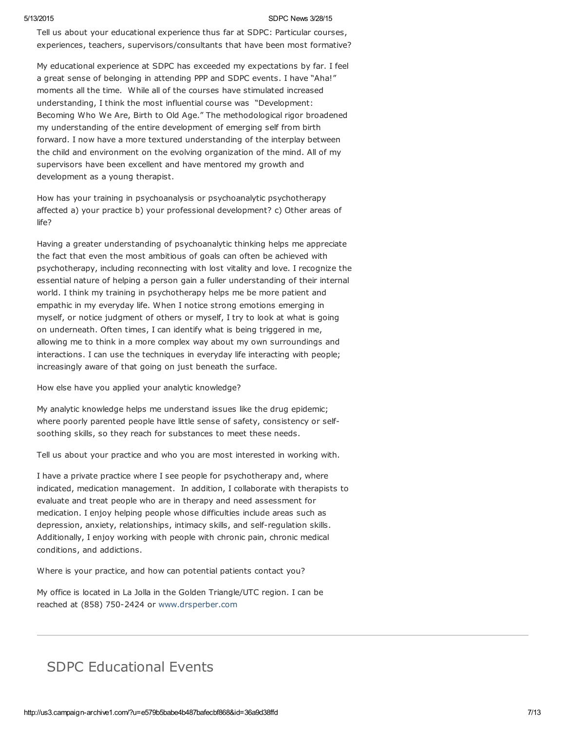Tell us about your educational experience thus far at SDPC: Particular courses, experiences, teachers, supervisors/consultants that have been most formative?

My educational experience at SDPC has exceeded my expectations by far. I feel a great sense of belonging in attending PPP and SDPC events. I have "Aha!" moments all the time. While all of the courses have stimulated increased understanding, I think the most influential course was "Development: Becoming Who We Are, Birth to Old Age." The methodological rigor broadened my understanding of the entire development of emerging self from birth forward. I now have a more textured understanding of the interplay between the child and environment on the evolving organization of the mind. All of my supervisors have been excellent and have mentored my growth and development as a young therapist.

How has your training in psychoanalysis or psychoanalytic psychotherapy affected a) your practice b) your professional development? c) Other areas of life?

Having a greater understanding of psychoanalytic thinking helps me appreciate the fact that even the most ambitious of goals can often be achieved with psychotherapy, including reconnecting with lost vitality and love. I recognize the essential nature of helping a person gain a fuller understanding of their internal world. I think my training in psychotherapy helps me be more patient and empathic in my everyday life. When I notice strong emotions emerging in myself, or notice judgment of others or myself, I try to look at what is going on underneath. Often times, I can identify what is being triggered in me, allowing me to think in a more complex way about my own surroundings and interactions. I can use the techniques in everyday life interacting with people; increasingly aware of that going on just beneath the surface.

How else have you applied your analytic knowledge?

My analytic knowledge helps me understand issues like the drug epidemic; where poorly parented people have little sense of safety, consistency or self-soothing skills, so they reach for substances to meet these needs.

Tell us about your practice and who you are most interested in working with.

I have a private practice where I see people for psychotherapy and, where indicated, medication management. In addition, I collaborate with therapists to evaluate and treat people who are in therapy and need assessment for medication. I enjoy helping people whose difficulties include areas such as depression, anxiety, relationships, intimacy skills, and self-regulation skills. Additionally, I enjoy working with people with chronic pain, chronic medical conditions, and addictions.

Where is your practice, and how can potential patients contact you?

My office is located in La Jolla in the Golden Triangle/UTC region. I can be reached at (858) 750-2424 or www.drsperber.com

---

## SDPC Educational Events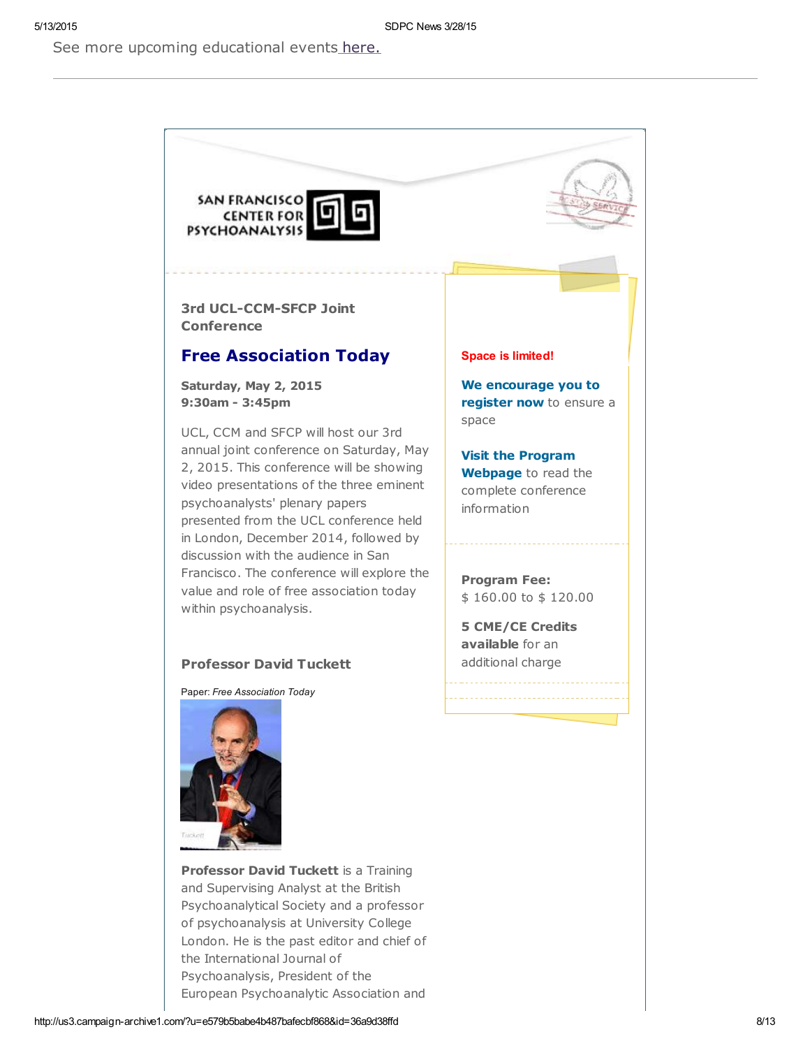See more upcoming educational events here.

---

SAN FRANCISCO CENTER FOR PSYCHOANALYSIS

### 3rd UCL-CCM-SFCP Joint Conference

## Free Association Today

**Saturday, May 2, 2015**
**9:30am - 3:45pm**

UCL, CCM and SFCP will host our 3rd annual joint conference on Saturday, May 2, 2015. This conference will be showing video presentations of the three eminent psychoanalysts' plenary papers presented from the UCL conference held in London, December 2014, followed by discussion with the audience in San Francisco. The conference will explore the value and role of free association today within psychoanalysis.

**Space is limited!**

**We encourage you to register now** to ensure a space

**Visit the Program Webpage** to read the complete conference information

**Program Fee:**
$ 160.00 to $ 120.00

**5 CME/CE Credits available** for an additional charge

### Professor David Tuckett

Paper: *Free Association Today*

**Professor David Tuckett** is a Training and Supervising Analyst at the British Psychoanalytical Society and a professor of psychoanalysis at University College London. He is the past editor and chief of the International Journal of Psychoanalysis, President of the European Psychoanalytic Association and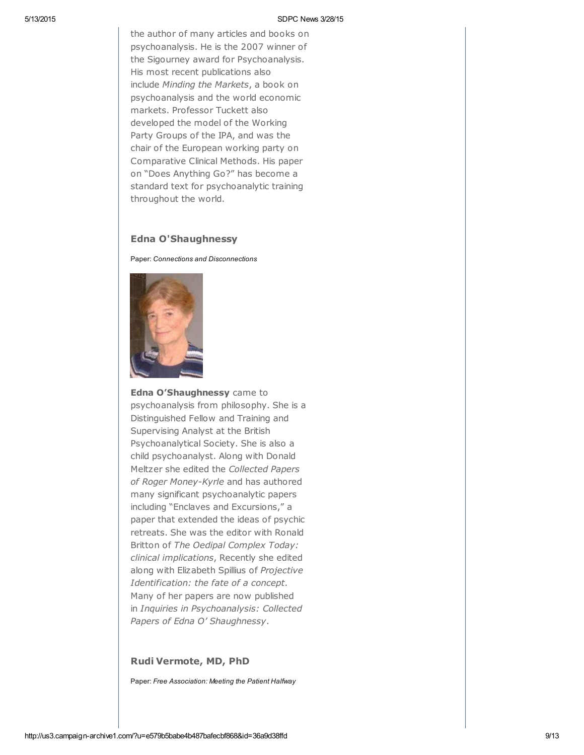the author of many articles and books on psychoanalysis. He is the 2007 winner of the Sigourney award for Psychoanalysis. His most recent publications also include *Minding the Markets*, a book on psychoanalysis and the world economic markets. Professor Tuckett also developed the model of the Working Party Groups of the IPA, and was the chair of the European working party on Comparative Clinical Methods. His paper on "Does Anything Go?" has become a standard text for psychoanalytic training throughout the world.

### Edna O'Shaughnessy

Paper: *Connections and Disconnections*

**Edna O'Shaughnessy** came to psychoanalysis from philosophy. She is a Distinguished Fellow and Training and Supervising Analyst at the British Psychoanalytical Society. She is also a child psychoanalyst. Along with Donald Meltzer she edited the *Collected Papers of Roger Money-Kyrle* and has authored many significant psychoanalytic papers including "Enclaves and Excursions," a paper that extended the ideas of psychic retreats. She was the editor with Ronald Britton of *The Oedipal Complex Today: clinical implications*, Recently she edited along with Elizabeth Spillius of *Projective Identification: the fate of a concept*. Many of her papers are now published in *Inquiries in Psychoanalysis: Collected Papers of Edna O' Shaughnessy*.

### Rudi Vermote, MD, PhD

Paper: *Free Association: Meeting the Patient Halfway*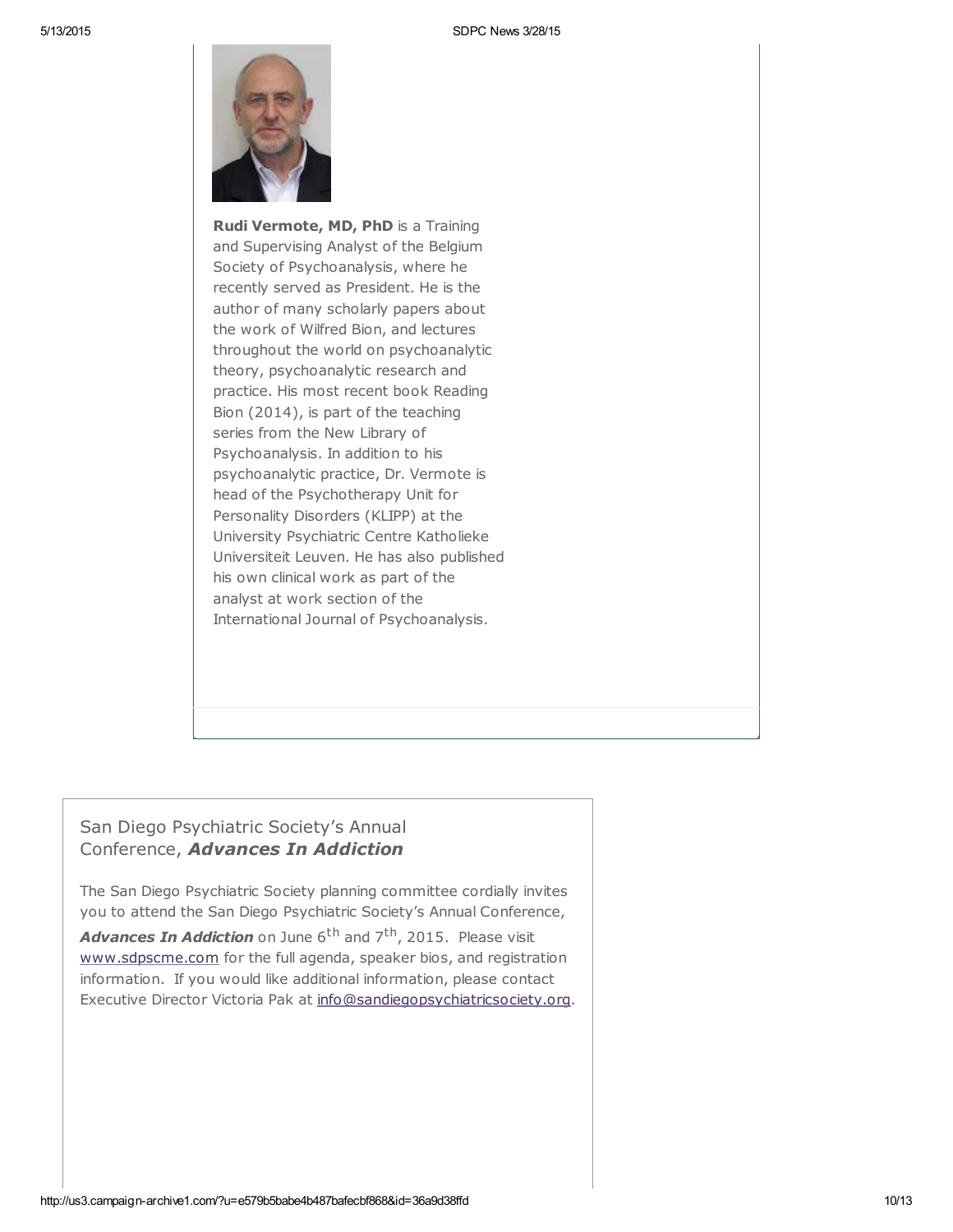**Rudi Vermote, MD, PhD** is a Training and Supervising Analyst of the Belgium Society of Psychoanalysis, where he recently served as President. He is the author of many scholarly papers about the work of Wilfred Bion, and lectures throughout the world on psychoanalytic theory, psychoanalytic research and practice. His most recent book Reading Bion (2014), is part of the teaching series from the New Library of Psychoanalysis. In addition to his psychoanalytic practice, Dr. Vermote is head of the Psychotherapy Unit for Personality Disorders (KLIPP) at the University Psychiatric Centre Katholieke Universiteit Leuven. He has also published his own clinical work as part of the analyst at work section of the International Journal of Psychoanalysis.

## San Diego Psychiatric Society's Annual Conference, ***Advances In Addiction***

The San Diego Psychiatric Society planning committee cordially invites you to attend the San Diego Psychiatric Society's Annual Conference, ***Advances In Addiction*** on June 6th and 7th, 2015. Please visit www.sdpscme.com for the full agenda, speaker bios, and registration information. If you would like additional information, please contact Executive Director Victoria Pak at info@sandiegopsychiatricsociety.org.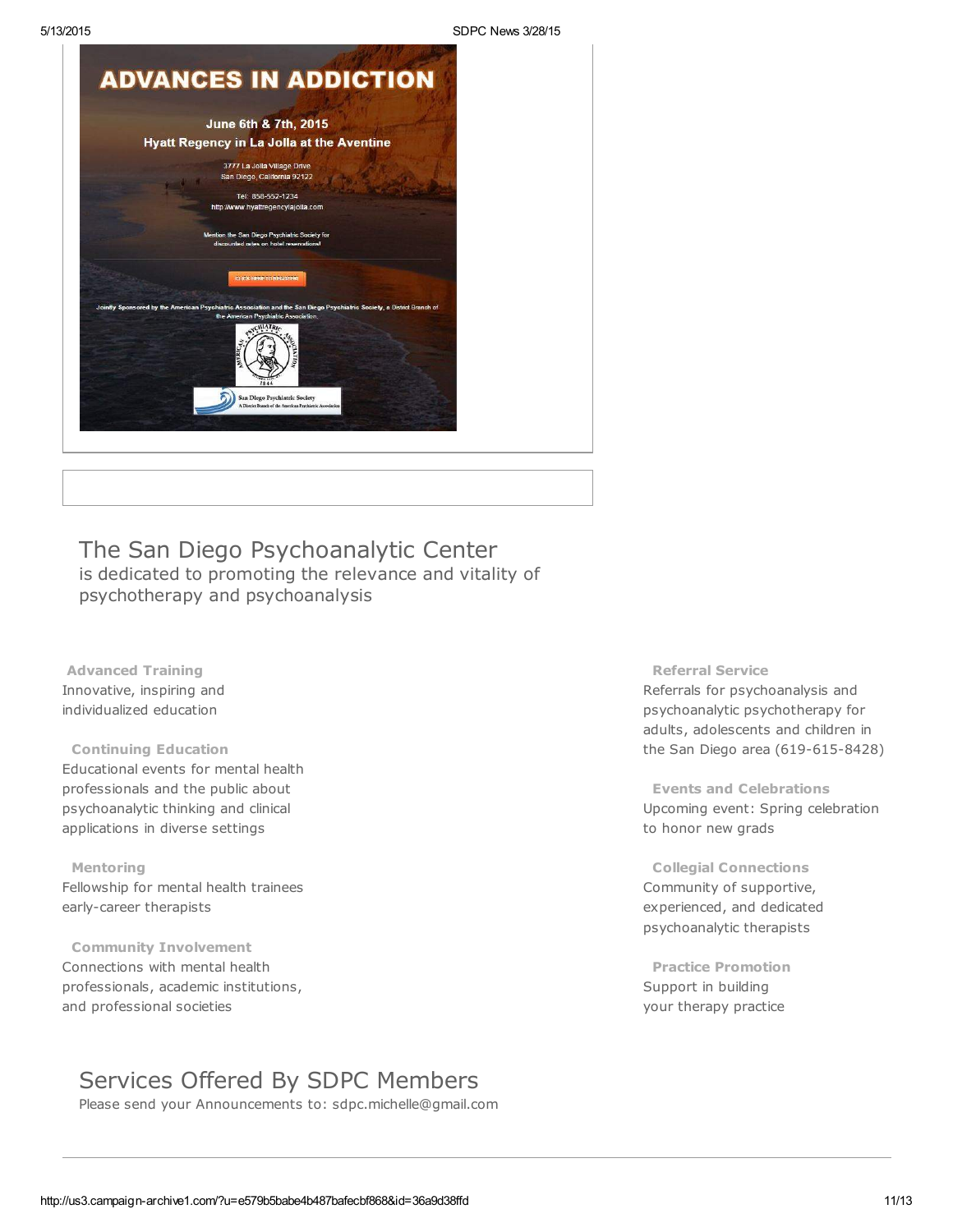# ADVANCES IN ADDICTION

**June 6th & 7th, 2015**

**Hyatt Regency in La Jolla at the Aventine**

3777 La Jolla Village Drive
San Diego, California 92122

Tel: 858-552-1234
http://www.hyattregencylajolla.com

Mention the San Diego Psychiatric Society for discounted rates on hotel reservations!

Jointly Sponsored by the American Psychiatric Association and the San Diego Psychiatric Society, a District Branch of the American Psychiatric Association.

San Diego Psychiatric Society
A District Branch of the American Psychiatric Association

## The San Diego Psychoanalytic Center

is dedicated to promoting the relevance and vitality of psychotherapy and psychoanalysis

**Advanced Training**
Innovative, inspiring and individualized education

**Continuing Education**
Educational events for mental health professionals and the public about psychoanalytic thinking and clinical applications in diverse settings

**Mentoring**
Fellowship for mental health trainees early-career therapists

**Community Involvement**
Connections with mental health professionals, academic institutions, and professional societies

**Referral Service**
Referrals for psychoanalysis and psychoanalytic psychotherapy for adults, adolescents and children in the San Diego area (619-615-8428)

**Events and Celebrations**
Upcoming event: Spring celebration to honor new grads

**Collegial Connections**
Community of supportive, experienced, and dedicated psychoanalytic therapists

**Practice Promotion**
Support in building your therapy practice

## Services Offered By SDPC Members

Please send your Announcements to: sdpc.michelle@gmail.com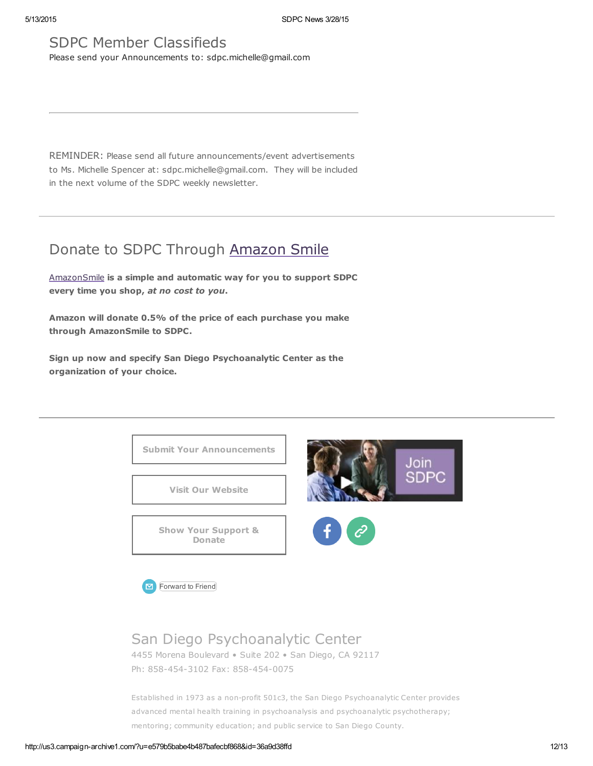## SDPC Member Classifieds

Please send your Announcements to: sdpc.michelle@gmail.com

---

REMINDER: Please send all future announcements/event advertisements to Ms. Michelle Spencer at: sdpc.michelle@gmail.com. They will be included in the next volume of the SDPC weekly newsletter.

---

## Donate to SDPC Through Amazon Smile

AmazonSmile **is a simple and automatic way for you to support SDPC every time you shop, *at no cost to you*.**

**Amazon will donate 0.5% of the price of each purchase you make through AmazonSmile to SDPC.**

**Sign up now and specify San Diego Psychoanalytic Center as the organization of your choice.**

---

Submit Your Announcements

Visit Our Website

Show Your Support & Donate

Join SDPC

Forward to Friend

## San Diego Psychoanalytic Center

4455 Morena Boulevard • Suite 202 • San Diego, CA 92117

Ph: 858-454-3102 Fax: 858-454-0075

Established in 1973 as a non-profit 501c3, the San Diego Psychoanalytic Center provides advanced mental health training in psychoanalysis and psychoanalytic psychotherapy; mentoring; community education; and public service to San Diego County.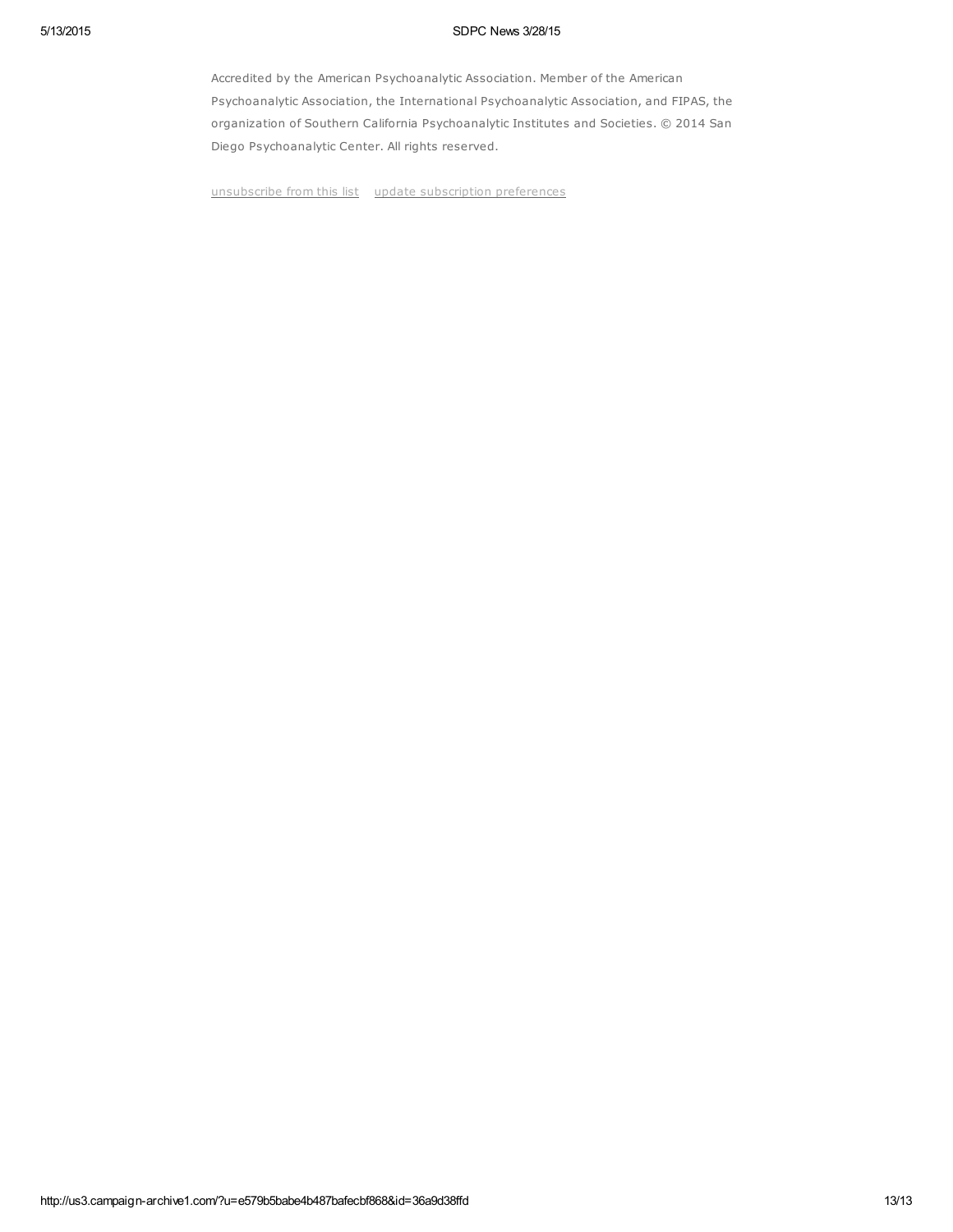Accredited by the American Psychoanalytic Association. Member of the American Psychoanalytic Association, the International Psychoanalytic Association, and FIPAS, the organization of Southern California Psychoanalytic Institutes and Societies. © 2014 San Diego Psychoanalytic Center. All rights reserved.

unsubscribe from this list    update subscription preferences